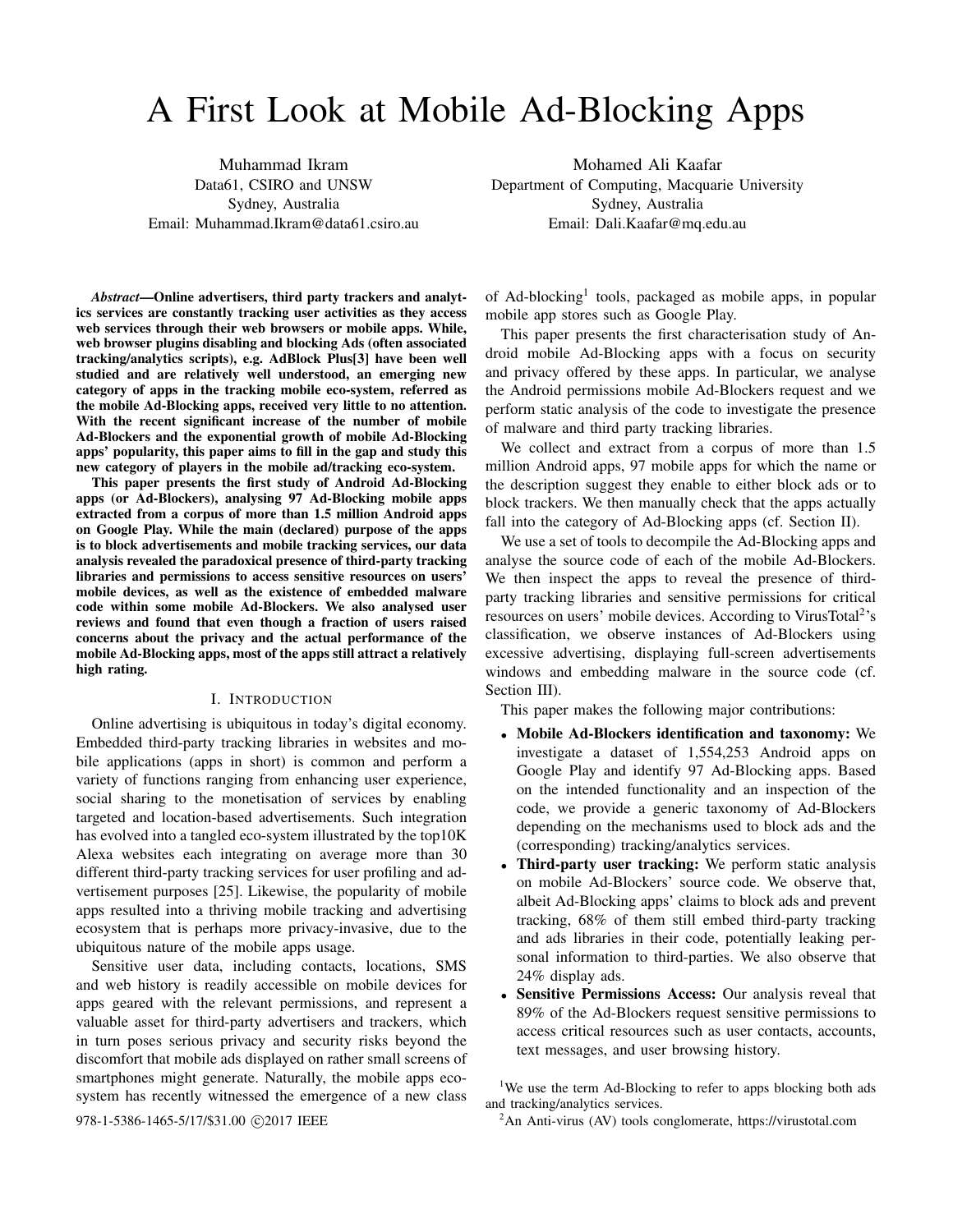# A First Look at Mobile Ad-Blocking Apps

Muhammad Ikram
Data61, CSIRO and UNSW
Sydney, Australia
Email: Muhammad.Ikram@data61.csiro.au

Mohamed Ali Kaafar
Department of Computing, Macquarie University
Sydney, Australia
Email: Dali.Kaafar@mq.edu.au

***Abstract*—Online advertisers, third party trackers and analytics services are constantly tracking user activities as they access web services through their web browsers or mobile apps. While, web browser plugins disabling and blocking Ads (often associated tracking/analytics scripts), e.g. AdBlock Plus[3] have been well studied and are relatively well understood, an emerging new category of apps in the tracking mobile eco-system, referred as the mobile Ad-Blocking apps, received very little to no attention. With the recent significant increase of the number of mobile Ad-Blockers and the exponential growth of mobile Ad-Blocking apps' popularity, this paper aims to fill in the gap and study this new category of players in the mobile ad/tracking eco-system.**

**This paper presents the first study of Android Ad-Blocking apps (or Ad-Blockers), analysing 97 Ad-Blocking mobile apps extracted from a corpus of more than 1.5 million Android apps on Google Play. While the main (declared) purpose of the apps is to block advertisements and mobile tracking services, our data analysis revealed the paradoxical presence of third-party tracking libraries and permissions to access sensitive resources on users' mobile devices, as well as the existence of embedded malware code within some mobile Ad-Blockers. We also analysed user reviews and found that even though a fraction of users raised concerns about the privacy and the actual performance of the mobile Ad-Blocking apps, most of the apps still attract a relatively high rating.**

## I. Introduction

Online advertising is ubiquitous in today's digital economy. Embedded third-party tracking libraries in websites and mobile applications (apps in short) is common and perform a variety of functions ranging from enhancing user experience, social sharing to the monetisation of services by enabling targeted and location-based advertisements. Such integration has evolved into a tangled eco-system illustrated by the top10K Alexa websites each integrating on average more than 30 different third-party tracking services for user profiling and advertisement purposes [25]. Likewise, the popularity of mobile apps resulted into a thriving mobile tracking and advertising ecosystem that is perhaps more privacy-invasive, due to the ubiquitous nature of the mobile apps usage.

Sensitive user data, including contacts, locations, SMS and web history is readily accessible on mobile devices for apps geared with the relevant permissions, and represent a valuable asset for third-party advertisers and trackers, which in turn poses serious privacy and security risks beyond the discomfort that mobile ads displayed on rather small screens of smartphones might generate. Naturally, the mobile apps ecosystem has recently witnessed the emergence of a new class of Ad-blocking[1] tools, packaged as mobile apps, in popular mobile app stores such as Google Play.

This paper presents the first characterisation study of Android mobile Ad-Blocking apps with a focus on security and privacy offered by these apps. In particular, we analyse the Android permissions mobile Ad-Blockers request and we perform static analysis of the code to investigate the presence of malware and third party tracking libraries.

We collect and extract from a corpus of more than 1.5 million Android apps, 97 mobile apps for which the name or the description suggest they enable to either block ads or to block trackers. We then manually check that the apps actually fall into the category of Ad-Blocking apps (cf. Section II).

We use a set of tools to decompile the Ad-Blocking apps and analyse the source code of each of the mobile Ad-Blockers. We then inspect the apps to reveal the presence of third-party tracking libraries and sensitive permissions for critical resources on users' mobile devices. According to VirusTotal[2]'s classification, we observe instances of Ad-Blockers using excessive advertising, displaying full-screen advertisements windows and embedding malware in the source code (cf. Section III).

This paper makes the following major contributions:

- **Mobile Ad-Blockers identification and taxonomy:** We investigate a dataset of 1,554,253 Android apps on Google Play and identify 97 Ad-Blocking apps. Based on the intended functionality and an inspection of the code, we provide a generic taxonomy of Ad-Blockers depending on the mechanisms used to block ads and the (corresponding) tracking/analytics services.
- **Third-party user tracking:** We perform static analysis on mobile Ad-Blockers' source code. We observe that, albeit Ad-Blocking apps' claims to block ads and prevent tracking, 68% of them still embed third-party tracking and ads libraries in their code, potentially leaking personal information to third-parties. We also observe that 24% display ads.
- **Sensitive Permissions Access:** Our analysis reveal that 89% of the Ad-Blockers request sensitive permissions to access critical resources such as user contacts, accounts, text messages, and user browsing history.

[1] We use the term Ad-Blocking to refer to apps blocking both ads and tracking/analytics services.

[2] An Anti-virus (AV) tools conglomerate, https://virustotal.com

978-1-5386-1465-5/17/$31.00 ©2017 IEEE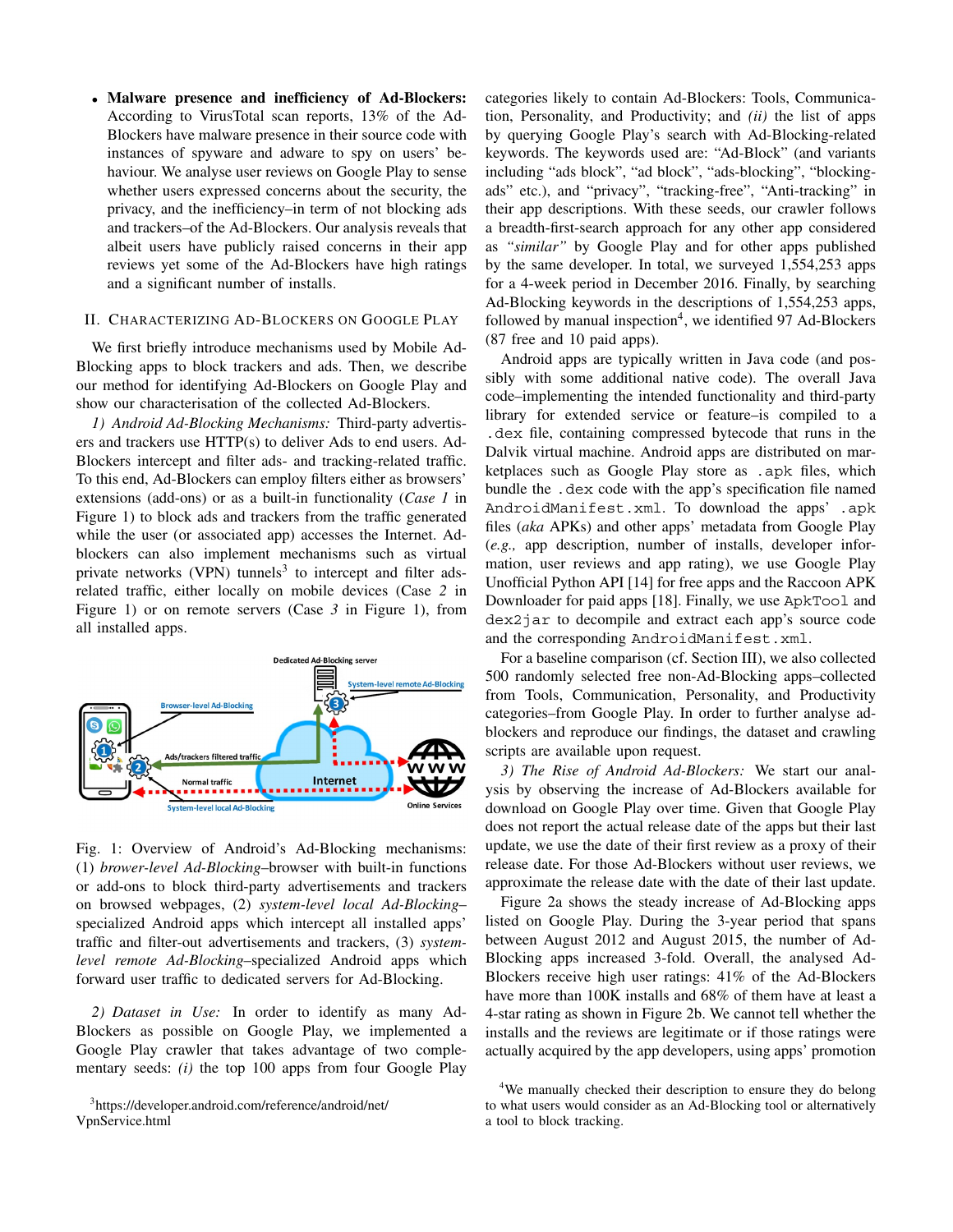- **Malware presence and inefficiency of Ad-Blockers:** According to VirusTotal scan reports, 13% of the Ad-Blockers have malware presence in their source code with instances of spyware and adware to spy on users' behaviour. We analyse user reviews on Google Play to sense whether users expressed concerns about the security, the privacy, and the inefficiency–in term of not blocking ads and trackers–of the Ad-Blockers. Our analysis reveals that albeit users have publicly raised concerns in their app reviews yet some of the Ad-Blockers have high ratings and a significant number of installs.

## II. Characterizing Ad-Blockers on Google Play

We first briefly introduce mechanisms used by Mobile Ad-Blocking apps to block trackers and ads. Then, we describe our method for identifying Ad-Blockers on Google Play and show our characterisation of the collected Ad-Blockers.

*1) Android Ad-Blocking Mechanisms:* Third-party advertisers and trackers use HTTP(s) to deliver Ads to end users. Ad-Blockers intercept and filter ads- and tracking-related traffic. To this end, Ad-Blockers can employ filters either as browsers' extensions (add-ons) or as a built-in functionality (*Case 1* in Figure 1) to block ads and trackers from the traffic generated while the user (or associated app) accesses the Internet. Ad-blockers can also implement mechanisms such as virtual private networks (VPN) tunnels[3] to intercept and filter ads-related traffic, either locally on mobile devices (Case *2* in Figure 1) or on remote servers (Case *3* in Figure 1), from all installed apps.

Fig. 1: Overview of Android's Ad-Blocking mechanisms: (1) *brower-level Ad-Blocking*–browser with built-in functions or add-ons to block third-party advertisements and trackers on browsed webpages, (2) *system-level local Ad-Blocking*–specialized Android apps which intercept all installed apps' traffic and filter-out advertisements and trackers, (3) *system-level remote Ad-Blocking*–specialized Android apps which forward user traffic to dedicated servers for Ad-Blocking.

*2) Dataset in Use:* In order to identify as many Ad-Blockers as possible on Google Play, we implemented a Google Play crawler that takes advantage of two complementary seeds: *(i)* the top 100 apps from four Google Play categories likely to contain Ad-Blockers: Tools, Communication, Personality, and Productivity; and *(ii)* the list of apps by querying Google Play's search with Ad-Blocking-related keywords. The keywords used are: "Ad-Block" (and variants including "ads block", "ad block", "ads-blocking", "blocking-ads" etc.), and "privacy", "tracking-free", "Anti-tracking" in their app descriptions. With these seeds, our crawler follows a breadth-first-search approach for any other app considered as *"similar"* by Google Play and for other apps published by the same developer. In total, we surveyed 1,554,253 apps for a 4-week period in December 2016. Finally, by searching Ad-Blocking keywords in the descriptions of 1,554,253 apps, followed by manual inspection[4], we identified 97 Ad-Blockers (87 free and 10 paid apps).

Android apps are typically written in Java code (and possibly with some additional native code). The overall Java code–implementing the intended functionality and third-party library for extended service or feature–is compiled to a `.dex` file, containing compressed bytecode that runs in the Dalvik virtual machine. Android apps are distributed on marketplaces such as Google Play store as `.apk` files, which bundle the `.dex` code with the app's specification file named `AndroidManifest.xml`. To download the apps' `.apk` files (*aka* APKs) and other apps' metadata from Google Play (*e.g.,* app description, number of installs, developer information, user reviews and app rating), we use Google Play Unofficial Python API [14] for free apps and the Raccoon APK Downloader for paid apps [18]. Finally, we use `ApkTool` and `dex2jar` to decompile and extract each app's source code and the corresponding `AndroidManifest.xml`.

For a baseline comparison (cf. Section III), we also collected 500 randomly selected free non-Ad-Blocking apps–collected from Tools, Communication, Personality, and Productivity categories–from Google Play. In order to further analyse ad-blockers and reproduce our findings, the dataset and crawling scripts are available upon request.

*3) The Rise of Android Ad-Blockers:* We start our analysis by observing the increase of Ad-Blockers available for download on Google Play over time. Given that Google Play does not report the actual release date of the apps but their last update, we use the date of their first review as a proxy of their release date. For those Ad-Blockers without user reviews, we approximate the release date with the date of their last update.

Figure 2a shows the steady increase of Ad-Blocking apps listed on Google Play. During the 3-year period that spans between August 2012 and August 2015, the number of Ad-Blocking apps increased 3-fold. Overall, the analysed Ad-Blockers receive high user ratings: 41% of the Ad-Blockers have more than 100K installs and 68% of them have at least a 4-star rating as shown in Figure 2b. We cannot tell whether the installs and the reviews are legitimate or if those ratings were actually acquired by the app developers, using apps' promotion

[3] https://developer.android.com/reference/android/net/VpnService.html

[4] We manually checked their description to ensure they do belong to what users would consider as an Ad-Blocking tool or alternatively a tool to block tracking.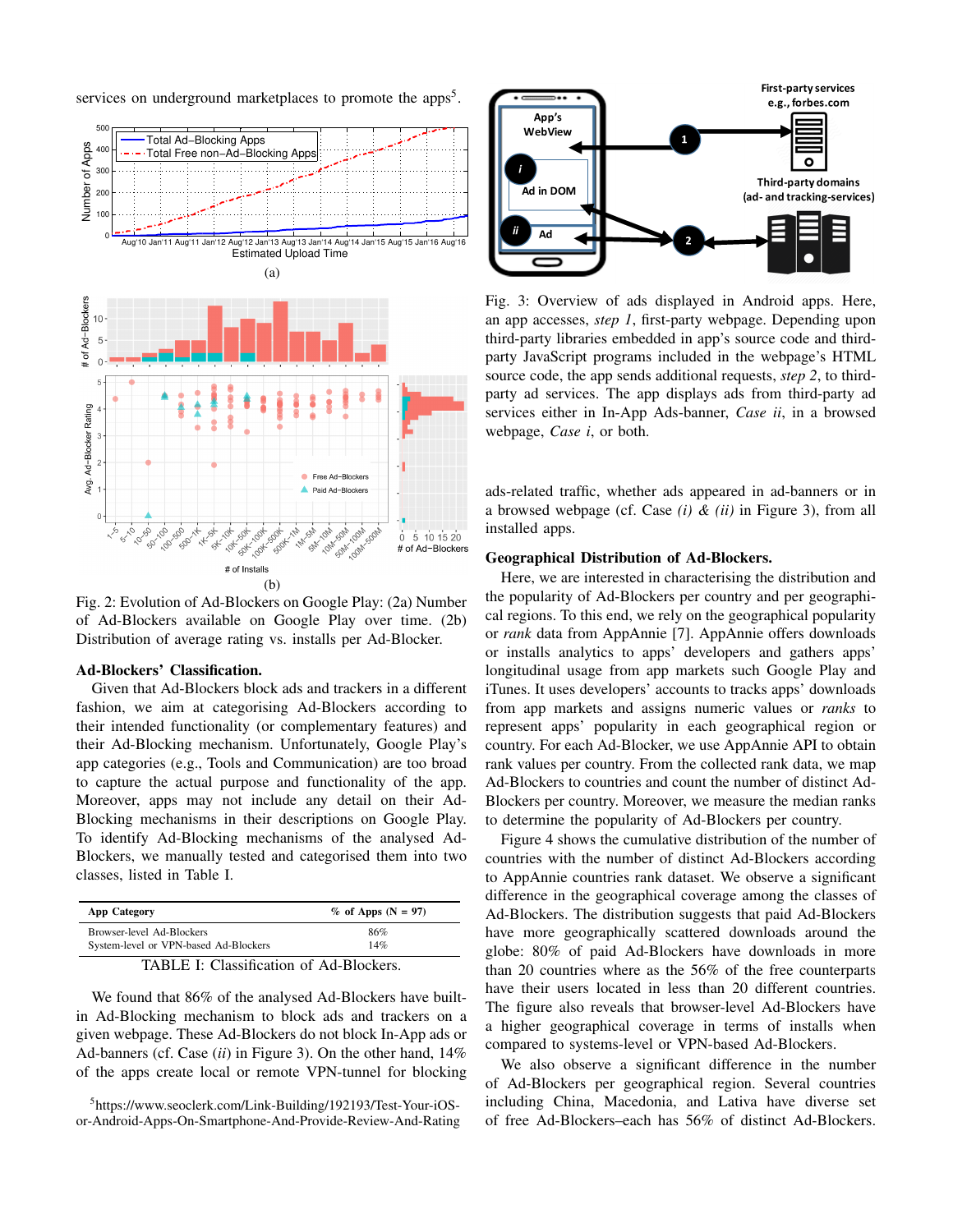services on underground marketplaces to promote the apps[5].

(a)

(b)

Fig. 2: Evolution of Ad-Blockers on Google Play: (2a) Number of Ad-Blockers available on Google Play over time. (2b) Distribution of average rating vs. installs per Ad-Blocker.

**Ad-Blockers' Classification.**

Given that Ad-Blockers block ads and trackers in a different fashion, we aim at categorising Ad-Blockers according to their intended functionality (or complementary features) and their Ad-Blocking mechanism. Unfortunately, Google Play's app categories (e.g., Tools and Communication) are too broad to capture the actual purpose and functionality of the app. Moreover, apps may not include any detail on their Ad-Blocking mechanisms in their descriptions on Google Play. To identify Ad-Blocking mechanisms of the analysed Ad-Blockers, we manually tested and categorised them into two classes, listed in Table I.

| App Category | % of Apps (N = 97) |
|---|---|
| Browser-level Ad-Blockers | 86% |
| System-level or VPN-based Ad-Blockers | 14% |

TABLE I: Classification of Ad-Blockers.

We found that 86% of the analysed Ad-Blockers have built-in Ad-Blocking mechanism to block ads and trackers on a given webpage. These Ad-Blockers do not block In-App ads or Ad-banners (cf. Case *(ii)* in Figure 3). On the other hand, 14% of the apps create local or remote VPN-tunnel for blocking ads-related traffic, whether ads appeared in ad-banners or in a browsed webpage (cf. Case *(i)* & *(ii)* in Figure 3), from all installed apps.

[5]https://www.seoclerk.com/Link-Building/192193/Test-Your-iOS-or-Android-Apps-On-Smartphone-And-Provide-Review-And-Rating

Fig. 3: Overview of ads displayed in Android apps. Here, an app accesses, *step 1*, first-party webpage. Depending upon third-party libraries embedded in app's source code and third-party JavaScript programs included in the webpage's HTML source code, the app sends additional requests, *step 2*, to third-party ad services. The app displays ads from third-party ad services either in In-App Ads-banner, *Case ii*, in a browsed webpage, *Case i*, or both.

**Geographical Distribution of Ad-Blockers.**

Here, we are interested in characterising the distribution and the popularity of Ad-Blockers per country and per geographical regions. To this end, we rely on the geographical popularity or *rank* data from AppAnnie [7]. AppAnnie offers downloads or installs analytics to apps' developers and gathers apps' longitudinal usage from app markets such Google Play and iTunes. It uses developers' accounts to tracks apps' downloads from app markets and assigns numeric values or *ranks* to represent apps' popularity in each geographical region or country. For each Ad-Blocker, we use AppAnnie API to obtain rank values per country. From the collected rank data, we map Ad-Blockers to countries and count the number of distinct Ad-Blockers per country. Moreover, we measure the median ranks to determine the popularity of Ad-Blockers per country.

Figure 4 shows the cumulative distribution of the number of countries with the number of distinct Ad-Blockers according to AppAnnie countries rank dataset. We observe a significant difference in the geographical coverage among the classes of Ad-Blockers. The distribution suggests that paid Ad-Blockers have more geographically scattered downloads around the globe: 80% of paid Ad-Blockers have downloads in more than 20 countries where as the 56% of the free counterparts have their users located in less than 20 different countries. The figure also reveals that browser-level Ad-Blockers have a higher geographical coverage in terms of installs when compared to systems-level or VPN-based Ad-Blockers.

We also observe a significant difference in the number of Ad-Blockers per geographical region. Several countries including China, Macedonia, and Lativa have diverse set of free Ad-Blockers–each has 56% of distinct Ad-Blockers.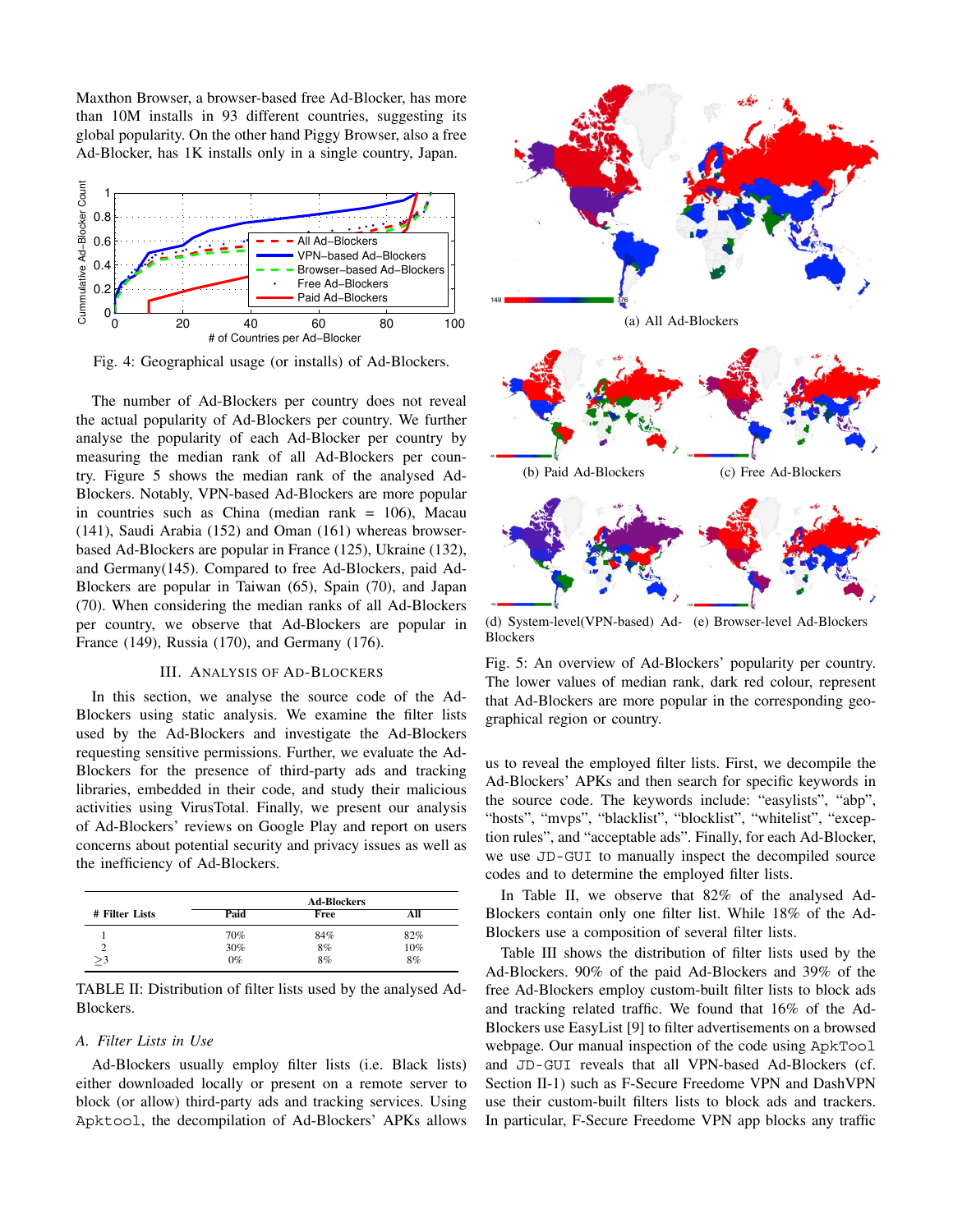Maxthon Browser, a browser-based free Ad-Blocker, has more than 10M installs in 93 different countries, suggesting its global popularity. On the other hand Piggy Browser, also a free Ad-Blocker, has 1K installs only in a single country, Japan.

Fig. 4: Geographical usage (or installs) of Ad-Blockers.

The number of Ad-Blockers per country does not reveal the actual popularity of Ad-Blockers per country. We further analyse the popularity of each Ad-Blocker per country by measuring the median rank of all Ad-Blockers per country. Figure 5 shows the median rank of the analysed Ad-Blockers. Notably, VPN-based Ad-Blockers are more popular in countries such as China (median rank = 106), Macau (141), Saudi Arabia (152) and Oman (161) whereas browser-based Ad-Blockers are popular in France (125), Ukraine (132), and Germany(145). Compared to free Ad-Blockers, paid Ad-Blockers are popular in Taiwan (65), Spain (70), and Japan (70). When considering the median ranks of all Ad-Blockers per country, we observe that Ad-Blockers are popular in France (149), Russia (170), and Germany (176).

Fig. 5: An overview of Ad-Blockers' popularity per country. The lower values of median rank, dark red colour, represent that Ad-Blockers are more popular in the corresponding geographical region or country.

## III. Analysis of Ad-Blockers

In this section, we analyse the source code of the Ad-Blockers using static analysis. We examine the filter lists used by the Ad-Blockers and investigate the Ad-Blockers requesting sensitive permissions. Further, we evaluate the Ad-Blockers for the presence of third-party ads and tracking libraries, embedded in their code, and study their malicious activities using VirusTotal. Finally, we present our analysis of Ad-Blockers' reviews on Google Play and report on users concerns about potential security and privacy issues as well as the inefficiency of Ad-Blockers.

| # Filter Lists | Ad-Blockers | | |
|---|---|---|---|
| | Paid | Free | All |
| 1 | 70% | 84% | 82% |
| 2 | 30% | 8% | 10% |
| ≥3 | 0% | 8% | 8% |

TABLE II: Distribution of filter lists used by the analysed Ad-Blockers.

### A. Filter Lists in Use

Ad-Blockers usually employ filter lists (i.e. Black lists) either downloaded locally or present on a remote server to block (or allow) third-party ads and tracking services. Using Apktool, the decompilation of Ad-Blockers' APKs allows us to reveal the employed filter lists. First, we decompile the Ad-Blockers' APKs and then search for specific keywords in the source code. The keywords include: "easylists", "abp", "hosts", "mvps", "blacklist", "blocklist", "whitelist", "exception rules", and "acceptable ads". Finally, for each Ad-Blocker, we use JD-GUI to manually inspect the decompiled source codes and to determine the employed filter lists.

In Table II, we observe that 82% of the analysed Ad-Blockers contain only one filter list. While 18% of the Ad-Blockers use a composition of several filter lists.

Table III shows the distribution of filter lists used by the Ad-Blockers. 90% of the paid Ad-Blockers and 39% of the free Ad-Blockers employ custom-built filter lists to block ads and tracking related traffic. We found that 16% of the Ad-Blockers use EasyList [9] to filter advertisements on a browsed webpage. Our manual inspection of the code using ApkTool and JD-GUI reveals that all VPN-based Ad-Blockers (cf. Section II-1) such as F-Secure Freedome VPN and DashVPN use their custom-built filters lists to block ads and trackers. In particular, F-Secure Freedome VPN app blocks any traffic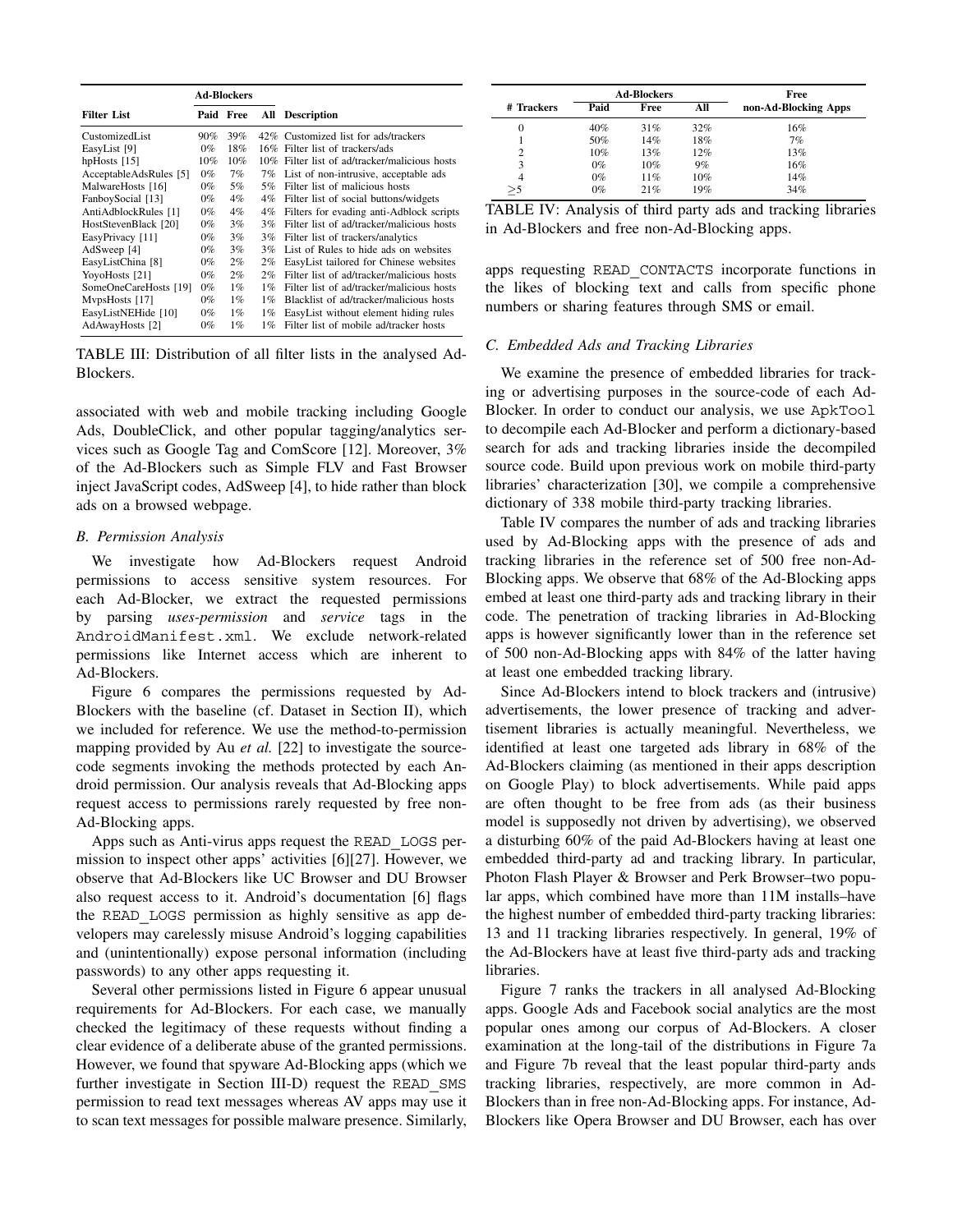| Filter List | Ad-Blockers | | | Description |
|---|---|---|---|---|
| | Paid | Free | All | |
| CustomizedList | 90% | 39% | 42% | Customized list for ads/trackers |
| EasyList [9] | 0% | 18% | 16% | Filter list of trackers/ads |
| hpHosts [15] | 10% | 10% | 10% | Filter list of ad/tracker/malicious hosts |
| AcceptableAdsRules [5] | 0% | 7% | 7% | List of non-intrusive, acceptable ads |
| MalwareHosts [16] | 0% | 5% | 5% | Filter list of malicious hosts |
| FanboySocial [13] | 0% | 4% | 4% | Filter list of social buttons/widgets |
| AntiAdblockRules [1] | 0% | 4% | 4% | Filters for evading anti-Adblock scripts |
| HostStevenBlack [20] | 0% | 3% | 3% | Filter list of ad/tracker/malicious hosts |
| EasyPrivacy [11] | 0% | 3% | 3% | Filter list of trackers/analytics |
| AdSweep [4] | 0% | 3% | 3% | List of Rules to hide ads on websites |
| EasyListChina [8] | 0% | 2% | 2% | EasyList tailored for Chinese websites |
| YoyoHosts [21] | 0% | 2% | 2% | Filter list of ad/tracker/malicious hosts |
| SomeOneCareHosts [19] | 0% | 1% | 1% | Filter list of ad/tracker/malicious hosts |
| MvpsHosts [17] | 0% | 1% | 1% | Blacklist of ad/tracker/malicious hosts |
| EasyListNEHide [10] | 0% | 1% | 1% | EasyList without element hiding rules |
| AdAwayHosts [2] | 0% | 1% | 1% | Filter list of mobile ad/tracker hosts |

TABLE III: Distribution of all filter lists in the analysed Ad-Blockers.

associated with web and mobile tracking including Google Ads, DoubleClick, and other popular tagging/analytics services such as Google Tag and ComScore [12]. Moreover, 3% of the Ad-Blockers such as Simple FLV and Fast Browser inject JavaScript codes, AdSweep [4], to hide rather than block ads on a browsed webpage.

### B. Permission Analysis

We investigate how Ad-Blockers request Android permissions to access sensitive system resources. For each Ad-Blocker, we extract the requested permissions by parsing *uses-permission* and *service* tags in the `AndroidManifest.xml`. We exclude network-related permissions like Internet access which are inherent to Ad-Blockers.

Figure 6 compares the permissions requested by Ad-Blockers with the baseline (cf. Dataset in Section II), which we included for reference. We use the method-to-permission mapping provided by Au *et al.* [22] to investigate the source-code segments invoking the methods protected by each Android permission. Our analysis reveals that Ad-Blocking apps request access to permissions rarely requested by free non-Ad-Blocking apps.

Apps such as Anti-virus apps request the `READ_LOGS` permission to inspect other apps' activities [6][27]. However, we observe that Ad-Blockers like UC Browser and DU Browser also request access to it. Android's documentation [6] flags the `READ_LOGS` permission as highly sensitive as app developers may carelessly misuse Android's logging capabilities and (unintentionally) expose personal information (including passwords) to any other apps requesting it.

Several other permissions listed in Figure 6 appear unusual requirements for Ad-Blockers. For each case, we manually checked the legitimacy of these requests without finding a clear evidence of a deliberate abuse of the granted permissions. However, we found that spyware Ad-Blocking apps (which we further investigate in Section III-D) request the `READ_SMS` permission to read text messages whereas AV apps may use it to scan text messages for possible malware presence. Similarly,

| # Trackers | Ad-Blockers | | | Free non-Ad-Blocking Apps |
|---|---|---|---|---|
| | Paid | Free | All | |
| 0 | 40% | 31% | 32% | 16% |
| 1 | 50% | 14% | 18% | 7% |
| 2 | 10% | 13% | 12% | 13% |
| 3 | 0% | 10% | 9% | 16% |
| 4 | 0% | 11% | 10% | 14% |
| $\geq$5 | 0% | 21% | 19% | 34% |

TABLE IV: Analysis of third party ads and tracking libraries in Ad-Blockers and free non-Ad-Blocking apps.

apps requesting `READ_CONTACTS` incorporate functions in the likes of blocking text and calls from specific phone numbers or sharing features through SMS or email.

### C. Embedded Ads and Tracking Libraries

We examine the presence of embedded libraries for tracking or advertising purposes in the source-code of each Ad-Blocker. In order to conduct our analysis, we use `ApkTool` to decompile each Ad-Blocker and perform a dictionary-based search for ads and tracking libraries inside the decompiled source code. Build upon previous work on mobile third-party libraries' characterization [30], we compile a comprehensive dictionary of 338 mobile third-party tracking libraries.

Table IV compares the number of ads and tracking libraries used by Ad-Blocking apps with the presence of ads and tracking libraries in the reference set of 500 free non-Ad-Blocking apps. We observe that 68% of the Ad-Blocking apps embed at least one third-party ads and tracking library in their code. The penetration of tracking libraries in Ad-Blocking apps is however significantly lower than in the reference set of 500 non-Ad-Blocking apps with 84% of the latter having at least one embedded tracking library.

Since Ad-Blockers intend to block trackers and (intrusive) advertisements, the lower presence of tracking and advertisement libraries is actually meaningful. Nevertheless, we identified at least one targeted ads library in 68% of the Ad-Blockers claiming (as mentioned in their apps description on Google Play) to block advertisements. While paid apps are often thought to be free from ads (as their business model is supposedly not driven by advertising), we observed a disturbing 60% of the paid Ad-Blockers having at least one embedded third-party ad and tracking library. In particular, Photon Flash Player & Browser and Perk Browser–two popular apps, which combined have more than 11M installs–have the highest number of embedded third-party tracking libraries: 13 and 11 tracking libraries respectively. In general, 19% of the Ad-Blockers have at least five third-party ads and tracking libraries.

Figure 7 ranks the trackers in all analysed Ad-Blocking apps. Google Ads and Facebook social analytics are the most popular ones among our corpus of Ad-Blockers. A closer examination at the long-tail of the distributions in Figure 7a and Figure 7b reveal that the least popular third-party ands tracking libraries, respectively, are more common in Ad-Blockers than in free non-Ad-Blocking apps. For instance, Ad-Blockers like Opera Browser and DU Browser, each has over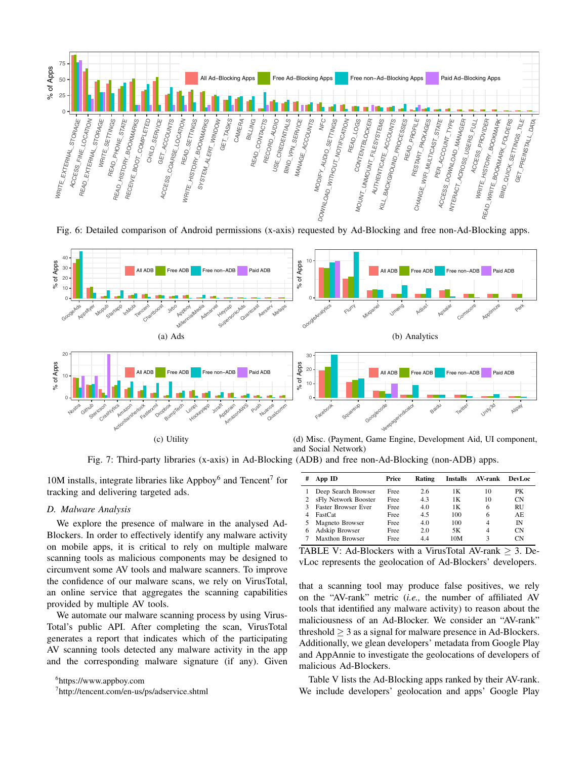Fig. 6: Detailed comparison of Android permissions (x-axis) requested by Ad-Blocking and free non-Ad-Blocking apps.

(a) Ads

(b) Analytics

(c) Utility

(d) Misc. (Payment, Game Engine, Development Aid, UI component, and Social Network)

Fig. 7: Third-party libraries (x-axis) in Ad-Blocking (ADB) and free non-Ad-Blocking (non-ADB) apps.

10M installs, integrate libraries like Appboy[6] and Tencent[7] for tracking and delivering targeted ads.

### D. Malware Analysis

We explore the presence of malware in the analysed Ad-Blockers. In order to effectively identify any malware activity on mobile apps, it is critical to rely on multiple malware scanning tools as malicious components may be designed to circumvent some AV tools and malware scanners. To improve the confidence of our malware scans, we rely on VirusTotal, an online service that aggregates the scanning capabilities provided by multiple AV tools.

We automate our malware scanning process by using VirusTotal's public API. After completing the scan, VirusTotal generates a report that indicates which of the participating AV scanning tools detected any malware activity in the app and the corresponding malware signature (if any). Given that a scanning tool may produce false positives, we rely on the "AV-rank" metric (*i.e.,* the number of affiliated AV tools that identified any malware activity) to reason about the maliciousness of an Ad-Blocker. We consider an "AV-rank" threshold $\geq 3$ as a signal for malware presence in Ad-Blockers. Additionally, we glean developers' metadata from Google Play and AppAnnie to investigate the geolocations of developers of malicious Ad-Blockers.

| # | App ID | Price | Rating | Installs | AV-rank | DevLoc |
|---|---|---|---|---|---|---|
| 1 | Deep Search Browser | Free | 2.6 | 1K | 10 | PK |
| 2 | sFly Network Booster | Free | 4.3 | 1K | 10 | CN |
| 3 | Faster Browser Ever | Free | 4.0 | 1K | 6 | RU |
| 4 | FastCat | Free | 4.5 | 100 | 6 | AE |
| 5 | Magneto Browser | Free | 4.0 | 100 | 4 | IN |
| 6 | Adskip Browser | Free | 2.0 | 5K | 4 | CN |
| 7 | Maxthon Browser | Free | 4.4 | 10M | 3 | CN |

TABLE V: Ad-Blockers with a VirusTotal AV-rank $\geq 3$. DevLoc represents the geolocation of Ad-Blockers' developers.

Table V lists the Ad-Blocking apps ranked by their AV-rank. We include developers' geolocation and apps' Google Play

[6]https://www.appboy.com

[7]http://tencent.com/en-us/ps/adservice.shtml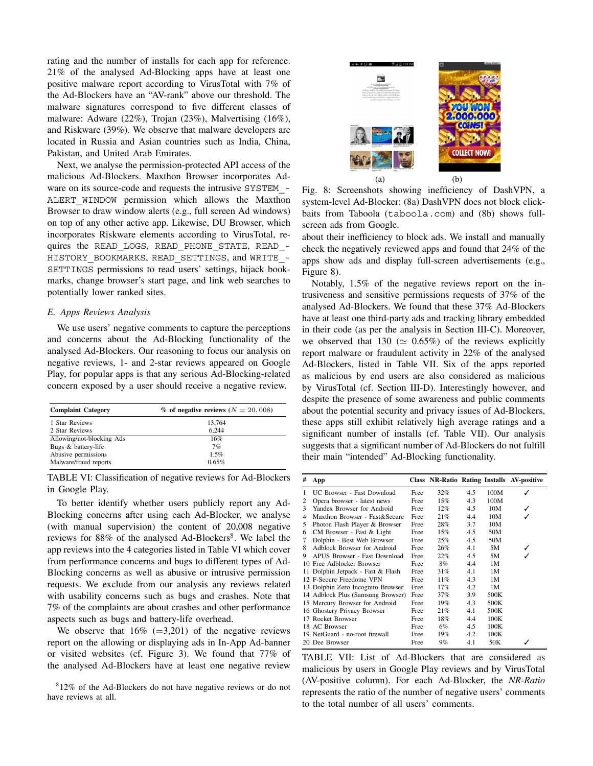rating and the number of installs for each app for reference. 21% of the analysed Ad-Blocking apps have at least one positive malware report according to VirusTotal with 7% of the Ad-Blockers have an "AV-rank" above our threshold. The malware signatures correspond to five different classes of malware: Adware (22%), Trojan (23%), Malvertising (16%), and Riskware (39%). We observe that malware developers are located in Russia and Asian countries such as India, China, Pakistan, and United Arab Emirates.

Next, we analyse the permission-protected API access of the malicious Ad-Blockers. Maxthon Browser incorporates Adware on its source-code and requests the intrusive SYSTEM_ALERT_WINDOW permission which allows the Maxthon Browser to draw window alerts (e.g., full screen Ad windows) on top of any other active app. Likewise, DU Browser, which incorporates Riskware elements according to VirusTotal, requires the READ_LOGS, READ_PHONE_STATE, READ_HISTORY_BOOKMARKS, READ_SETTINGS, and WRITE_SETTINGS permissions to read users' settings, hijack bookmarks, change browser's start page, and link web searches to potentially lower ranked sites.

### E. Apps Reviews Analysis

We use users' negative comments to capture the perceptions and concerns about the Ad-Blocking functionality of the analysed Ad-Blockers. Our reasoning to focus our analysis on negative reviews, 1- and 2-star reviews appeared on Google Play, for popular apps is that any serious Ad-Blocking-related concern exposed by a user should receive a negative review.

| Complaint Category | % of negative reviews ($N = 20,008$) |
|---|---|
| 1 Star Reviews | 13,764 |
| 2 Star Reviews | 6,244 |
| Allowing/not-blocking Ads | 16% |
| Bugs & battery-life | 7% |
| Abusive permissions | 1.5% |
| Malware/fraud reports | 0.65% |

TABLE VI: Classification of negative reviews for Ad-Blockers in Google Play.

To better identify whether users publicly report any Ad-Blocking concerns after using each Ad-Blocker, we analyse (with manual supervision) the content of 20,008 negative reviews for 88% of the analysed Ad-Blockers[8]. We label the app reviews into the 4 categories listed in Table VI which cover from performance concerns and bugs to different types of Ad-Blocking concerns as well as abusive or intrusive permission requests. We exclude from our analysis any reviews related with usability concerns such as bugs and crashes. Note that 7% of the complaints are about crashes and other performance aspects such as bugs and battery-life overhead.

We observe that 16% (=3,201) of the negative reviews report on the allowing or displaying ads in In-App Ad-banner or visited websites (cf. Figure 3). We found that 77% of the analysed Ad-Blockers have at least one negative review about their inefficiency to block ads. We install and manually check the negatively reviewed apps and found that 24% of the apps show ads and display full-screen advertisements (e.g., Figure 8).

[8] 12% of the Ad-Blockers do not have negative reviews or do not have reviews at all.

(a) (b)

Fig. 8: Screenshots showing inefficiency of DashVPN, a system-level Ad-Blocker: (8a) DashVPN does not block click-baits from Taboola (taboola.com) and (8b) shows full-screen ads from Google.

Notably, 1.5% of the negative reviews report on the intrusiveness and sensitive permissions requests of 37% of the analysed Ad-Blockers. We found that these 37% Ad-Blockers have at least one third-party ads and tracking library embedded in their code (as per the analysis in Section III-C). Moreover, we observed that 130 ($\simeq$ 0.65%) of the reviews explicitly report malware or fraudulent activity in 22% of the analysed Ad-Blockers, listed in Table VII. Six of the apps reported as malicious by end users are also considered as malicious by VirusTotal (cf. Section III-D). Interestingly however, and despite the presence of some awareness and public comments about the potential security and privacy issues of Ad-Blockers, these apps still exhibit relatively high average ratings and a significant number of installs (cf. Table VII). Our analysis suggests that a significant number of Ad-Blockers do not fulfill their main "intended" Ad-Blocking functionality.

| # | App | Class | NR-Ratio | Rating | Installs | AV-positive |
|---|---|---|---|---|---|---|
| 1 | UC Browser - Fast Download | Free | 32% | 4.5 | 100M | ✓ |
| 2 | Opera browser - latest news | Free | 15% | 4.3 | 100M | |
| 3 | Yandex Browser for Android | Free | 12% | 4.5 | 10M | ✓ |
| 4 | Maxthon Browser - Fast&Secure | Free | 21% | 4.4 | 10M | ✓ |
| 5 | Photon Flash Player & Browser | Free | 28% | 3.7 | 10M | |
| 6 | CM Browser - Fast & Light | Free | 15% | 4.5 | 50M | |
| 7 | Dolphin - Best Web Browser | Free | 25% | 4.5 | 50M | |
| 8 | Adblock Browser for Android | Free | 26% | 4.1 | 5M | ✓ |
| 9 | APUS Browser - Fast Download | Free | 22% | 4.5 | 5M | ✓ |
| 10 | Free Adblocker Browser | Free | 8% | 4.4 | 1M | |
| 11 | Dolphin Jetpack - Fast & Flash | Free | 31% | 4.1 | 1M | |
| 12 | F-Secure Freedome VPN | Free | 11% | 4.3 | 1M | |
| 13 | Dolphin Zero Incognito Browser | Free | 17% | 4.2 | 1M | |
| 14 | Adblock Plus (Samsung Browser) | Free | 37% | 3.9 | 500K | |
| 15 | Mercury Browser for Android | Free | 19% | 4.3 | 500K | |
| 16 | Ghostery Privacy Browser | Free | 21% | 4.1 | 500K | |
| 17 | Rocket Browser | Free | 18% | 4.4 | 100K | |
| 18 | AC Browser | Free | 6% | 4.5 | 100K | |
| 19 | NetGuard - no-root firewall | Free | 19% | 4.2 | 100K | |
| 20 | Dee Browser | Free | 9% | 4.1 | 50K | ✓ |

TABLE VII: List of Ad-Blockers that are considered as malicious by users in Google Play reviews and by VirusTotal (AV-positive column). For each Ad-Blocker, the *NR-Ratio* represents the ratio of the number of negative users' comments to the total number of all users' comments.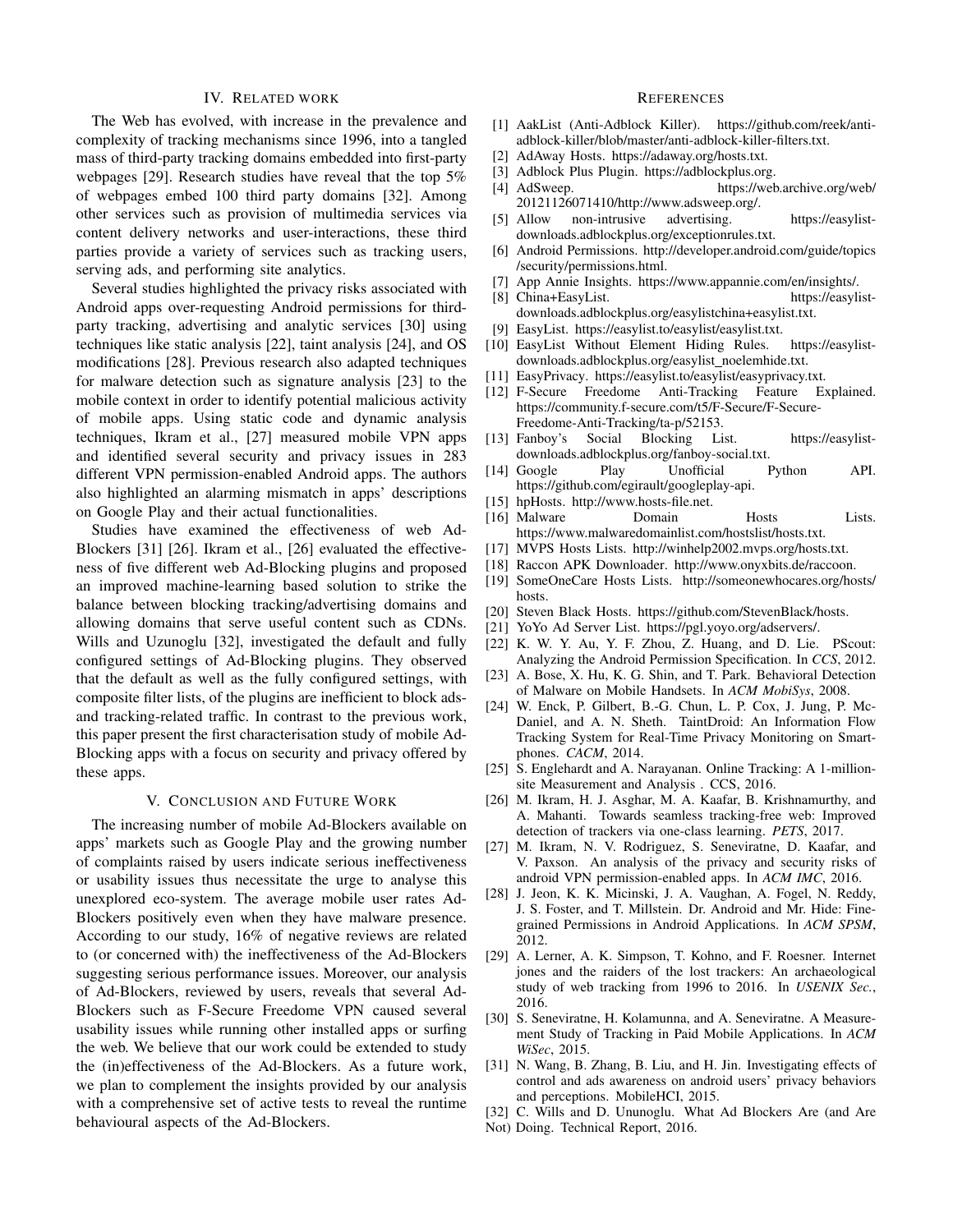## IV. Related work

The Web has evolved, with increase in the prevalence and complexity of tracking mechanisms since 1996, into a tangled mass of third-party tracking domains embedded into first-party webpages [29]. Research studies have reveal that the top 5% of webpages embed 100 third party domains [32]. Among other services such as provision of multimedia services via content delivery networks and user-interactions, these third parties provide a variety of services such as tracking users, serving ads, and performing site analytics.

Several studies highlighted the privacy risks associated with Android apps over-requesting Android permissions for third-party tracking, advertising and analytic services [30] using techniques like static analysis [22], taint analysis [24], and OS modifications [28]. Previous research also adapted techniques for malware detection such as signature analysis [23] to the mobile context in order to identify potential malicious activity of mobile apps. Using static code and dynamic analysis techniques, Ikram et al., [27] measured mobile VPN apps and identified several security and privacy issues in 283 different VPN permission-enabled Android apps. The authors also highlighted an alarming mismatch in apps' descriptions on Google Play and their actual functionalities.

Studies have examined the effectiveness of web Ad-Blockers [31] [26]. Ikram et al., [26] evaluated the effectiveness of five different web Ad-Blocking plugins and proposed an improved machine-learning based solution to strike the balance between blocking tracking/advertising domains and allowing domains that serve useful content such as CDNs. Wills and Uzunoglu [32], investigated the default and fully configured settings of Ad-Blocking plugins. They observed that the default as well as the fully configured settings, with composite filter lists, of the plugins are inefficient to block ads- and tracking-related traffic. In contrast to the previous work, this paper present the first characterisation study of mobile Ad-Blocking apps with a focus on security and privacy offered by these apps.

## V. Conclusion and Future Work

The increasing number of mobile Ad-Blockers available on apps' markets such as Google Play and the growing number of complaints raised by users indicate serious ineffectiveness or usability issues thus necessitate the urge to analyse this unexplored eco-system. The average mobile user rates Ad-Blockers positively even when they have malware presence. According to our study, 16% of negative reviews are related to (or concerned with) the ineffectiveness of the Ad-Blockers suggesting serious performance issues. Moreover, our analysis of Ad-Blockers, reviewed by users, reveals that several Ad-Blockers such as F-Secure Freedome VPN caused several usability issues while running other installed apps or surfing the web. We believe that our work could be extended to study the (in)effectiveness of the Ad-Blockers. As a future work, we plan to complement the insights provided by our analysis with a comprehensive set of active tests to reveal the runtime behavioural aspects of the Ad-Blockers.

## References

[1] AakList (Anti-Adblock Killer). https://github.com/reek/anti-adblock-killer/blob/master/anti-adblock-killer-filters.txt.

[2] AdAway Hosts. https://adaway.org/hosts.txt.

[3] Adblock Plus Plugin. https://adblockplus.org.

[4] AdSweep. https://web.archive.org/web/20121126071410/http://www.adsweep.org/.

[5] Allow non-intrusive advertising. https://easylist-downloads.adblockplus.org/exceptionrules.txt.

[6] Android Permissions. http://developer.android.com/guide/topics/security/permissions.html.

[7] App Annie Insights. https://www.appannie.com/en/insights/.

[8] China+EasyList. https://easylist-downloads.adblockplus.org/easylistchina+easylist.txt.

[9] EasyList. https://easylist.to/easylist/easylist.txt.

[10] EasyList Without Element Hiding Rules. https://easylist-downloads.adblockplus.org/easylist_noelemhide.txt.

[11] EasyPrivacy. https://easylist.to/easylist/easyprivacy.txt.

[12] F-Secure Freedome Anti-Tracking Feature Explained. https://community.f-secure.com/t5/F-Secure/F-Secure-Freedome-Anti-Tracking/ta-p/52153.

[13] Fanboy's Social Blocking List. https://easylist-downloads.adblockplus.org/fanboy-social.txt.

[14] Google Play Unofficial Python API. https://github.com/egirault/googleplay-api.

[15] hpHosts. http://www.hosts-file.net.

[16] Malware Domain Hosts Lists. https://www.malwaredomainlist.com/hostslist/hosts.txt.

[17] MVPS Hosts Lists. http://winhelp2002.mvps.org/hosts.txt.

[18] Raccon APK Downloader. http://www.onyxbits.de/raccoon.

[19] SomeOneCare Hosts Lists. http://someonewhocares.org/hosts/hosts.

[20] Steven Black Hosts. https://github.com/StevenBlack/hosts.

[21] YoYo Ad Server List. https://pgl.yoyo.org/adservers/.

[22] K. W. Y. Au, Y. F. Zhou, Z. Huang, and D. Lie. PScout: Analyzing the Android Permission Specification. In *CCS*, 2012.

[23] A. Bose, X. Hu, K. G. Shin, and T. Park. Behavioral Detection of Malware on Mobile Handsets. In *ACM MobiSys*, 2008.

[24] W. Enck, P. Gilbert, B.-G. Chun, L. P. Cox, J. Jung, P. McDaniel, and A. N. Sheth. TaintDroid: An Information Flow Tracking System for Real-Time Privacy Monitoring on Smartphones. *CACM*, 2014.

[25] S. Englehardt and A. Narayanan. Online Tracking: A 1-million-site Measurement and Analysis . CCS, 2016.

[26] M. Ikram, H. J. Asghar, M. A. Kaafar, B. Krishnamurthy, and A. Mahanti. Towards seamless tracking-free web: Improved detection of trackers via one-class learning. *PETS*, 2017.

[27] M. Ikram, N. V. Rodriguez, S. Seneviratne, D. Kaafar, and V. Paxson. An analysis of the privacy and security risks of android VPN permission-enabled apps. In *ACM IMC*, 2016.

[28] J. Jeon, K. K. Micinski, J. A. Vaughan, A. Fogel, N. Reddy, J. S. Foster, and T. Millstein. Dr. Android and Mr. Hide: Fine-grained Permissions in Android Applications. In *ACM SPSM*, 2012.

[29] A. Lerner, A. K. Simpson, T. Kohno, and F. Roesner. Internet jones and the raiders of the lost trackers: An archaeological study of web tracking from 1996 to 2016. In *USENIX Sec.*, 2016.

[30] S. Seneviratne, H. Kolamunna, and A. Seneviratne. A Measurement Study of Tracking in Paid Mobile Applications. In *ACM WiSec*, 2015.

[31] N. Wang, B. Zhang, B. Liu, and H. Jin. Investigating effects of control and ads awareness on android users' privacy behaviors and perceptions. MobileHCI, 2015.

[32] C. Wills and D. Ununoglu. What Ad Blockers Are (and Are Not) Doing. Technical Report, 2016.